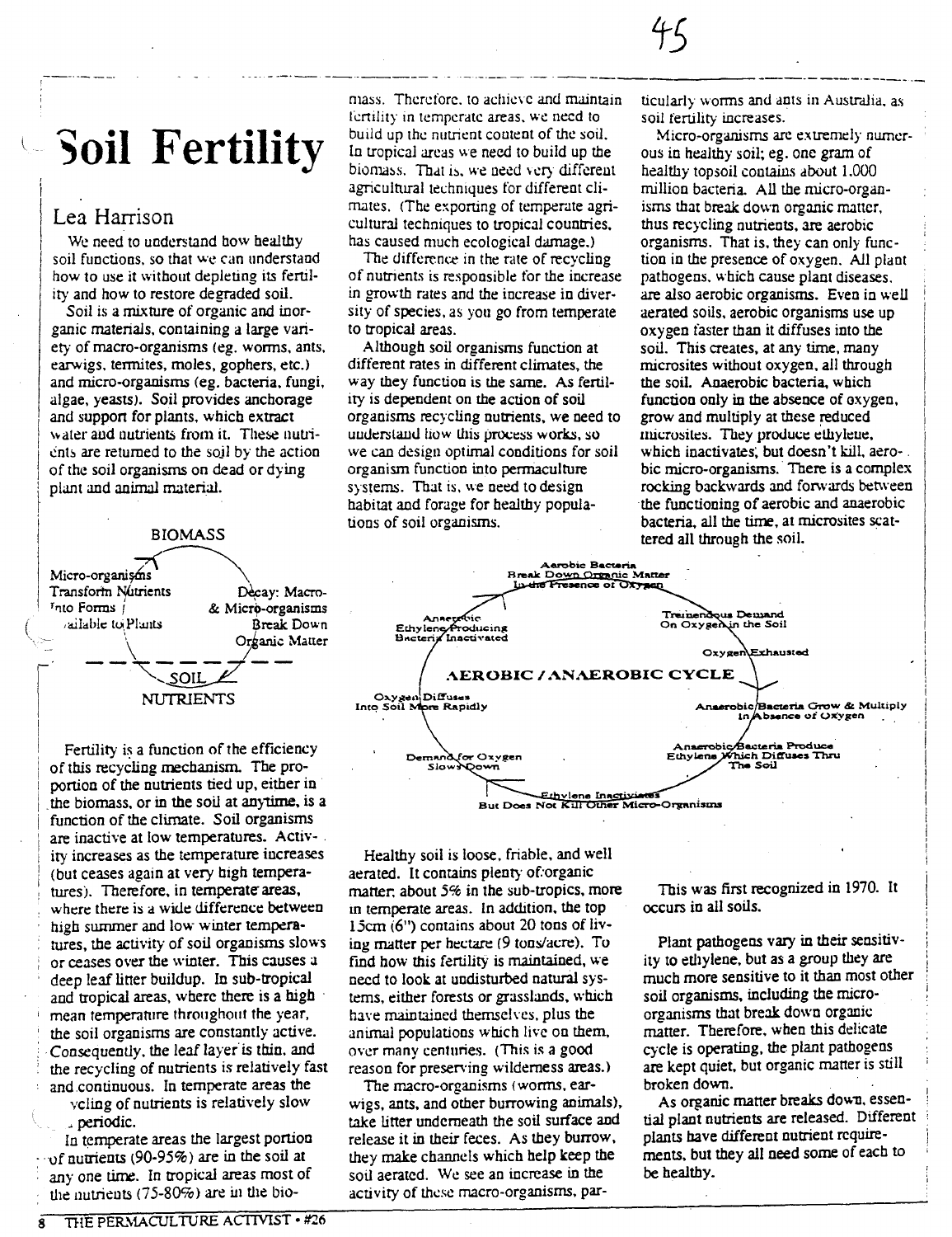# Soil Fertility

## Lea Harrison

We need to understand how healthy soil functions, so that we can understand how to use it without depleting its fertility and how to restore degraded soil.

Soil is a mixture of organic and inorganic materials, containing a large variety of macro-organisms (eg. worms, ants, earwigs, termites, moles, gophers, etc.) and micro-organisms (eg. bacteria, fungi, algae, yeasts). Soil provides anchorage and support for plants, which extract water and nutrients from it. These nutrients are returned to the soil by the action of the soil organisms on dead or dying plant and animal material.

BIOMASS

Micro-organisms Transform Nutrients Into Forms Available to Plants

Decay: Macro- & Micro-organisms Break Down Organic Matter

SOIL NUTRIENTS

Fertility is a function of the efficiency of this recycling mechanism. The proportion of the nutrients tied up, either in the biomass, or in the soil at anytime, is a function of the climate. Soil organisms are inactive at low temperatures. Activity increases as the temperature increases (but ceases again at very high temperatures). Therefore, in temperate areas, where there is a wide difference between high summer and low winter temperatures, the activity of soil organisms slows or ceases over the winter. This causes a deep leaf litter buildup. In sub-tropical and tropical areas, where there is a high mean temperature throughout the year, the soil organisms are constantly active. Consequently, the leaf layer is thin, and the recycling of nutrients is relatively fast and continuous. In temperate areas the recycling of nutrients is relatively slow and periodic.

In temperate areas the largest portion of nutrients (90-95%) are in the soil at any one time. In tropical areas most of the nutrients (75-80%) are in the biomass. Therefore, to achieve and maintain fertility in temperate areas, we need to build up the nutrient content of the soil. In tropical areas we need to build up the biomass. That is, we need very different agricultural techniques for different climates. (The exporting of temperate agricultural techniques to tropical countries, has caused much ecological damage.)

The difference in the rate of recycling of nutrients is responsible for the increase in growth rates and the increase in diversity of species, as you go from temperate to tropical areas.

Although soil organisms function at different rates in different climates, the way they function is the same. As fertility is dependent on the action of soil organisms recycling nutrients, we need to understand how this process works, so we can design optimal conditions for soil organism function into permaculture systems. That is, we need to design habitat and forage for healthy populations of soil organisms.

Healthy soil is loose, friable, and well aerated. It contains plenty of organic matter: about 5% in the sub-tropics, more in temperate areas. In addition, the top 15cm (6") contains about 20 tons of living matter per hectare (9 tons/acre). To find how this fertility is maintained, we need to look at undisturbed natural systems, either forests or grasslands, which have maintained themselves, plus the animal populations which live on them, over many centuries. (This is a good reason for preserving wilderness areas.)

The macro-organisms (worms, earwigs, ants, and other burrowing animals), take litter underneath the soil surface and release it in their feces. As they burrow, they make channels which help keep the soil aerated. We see an increase in the activity of these macro-organisms, particularly worms and ants in Australia, as soil fertility increases.

Micro-organisms are extremely numerous in healthy soil; eg. one gram of healthy topsoil contains about 1,000 million bacteria. All the micro-organisms that break down organic matter, thus recycling nutrients, are aerobic organisms. That is, they can only function in the presence of oxygen. All plant pathogens, which cause plant diseases, are also aerobic organisms. Even in well aerated soils, aerobic organisms use up oxygen faster than it diffuses into the soil. This creates, at any time, many microsites without oxygen, all through the soil. Anaerobic bacteria, which function only in the absence of oxygen, grow and multiply at these reduced microsites. They produce ethylene, which inactivates, but doesn't kill, aerobic micro-organisms. There is a complex rocking backwards and forwards between the functioning of aerobic and anaerobic bacteria, all the time, at microsites scattered all through the soil.

AEROBIC / ANAEROBIC CYCLE

- Aerobic Bacteria Break Down Organic Matter In the Presence of Oxygen
- Tremendous Demand On Oxygen in the Soil
- Oxygen Exhausted
- Anaerobic Bacteria Grow & Multiply In Absence of Oxygen
- Anaerobic Bacteria Produce Ethylene Which Diffuses Thru The Soil
- Ethylene Inactivates But Does Not Kill Other Micro-Organisms
- Demand for Oxygen Slows Down
- Oxygen Diffuses Into Soil More Rapidly
- Anaerobic Ethylene Producing Bacteria Inactivated

This was first recognized in 1970. It occurs in all soils.

Plant pathogens vary in their sensitivity to ethylene, but as a group they are much more sensitive to it than most other soil organisms, including the micro-organisms that break down organic matter. Therefore, when this delicate cycle is operating, the plant pathogens are kept quiet, but organic matter is still broken down.

As organic matter breaks down, essential plant nutrients are released. Different plants have different nutrient requirements, but they all need some of each to be healthy.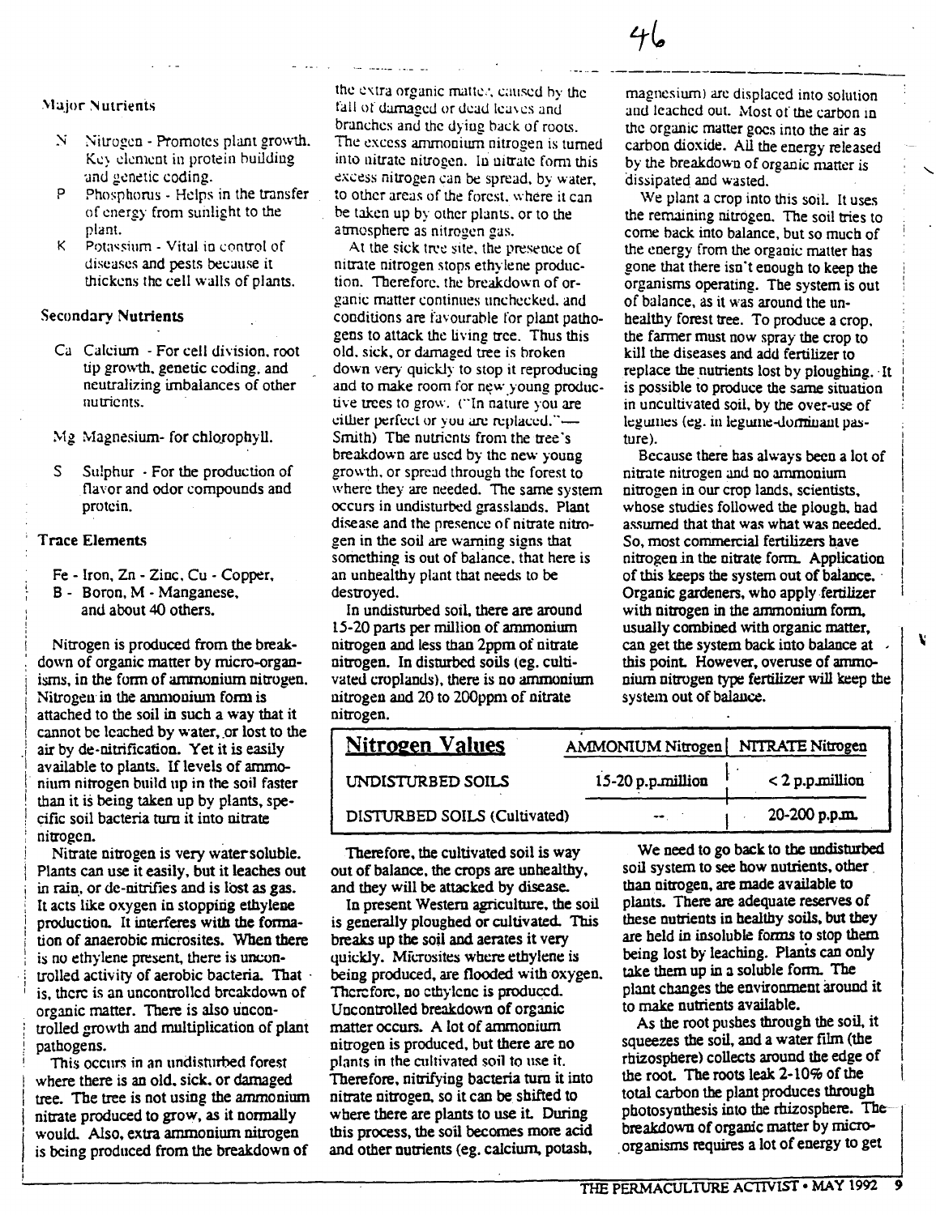### Major Nutrients

- N Nitrogen - Promotes plant growth. Key element in protein building and genetic coding.
- P Phosphorus - Helps in the transfer of energy from sunlight to the plant.
- K Potassium - Vital in control of diseases and pests because it thickens the cell walls of plants.

### Secondary Nutrients

- Ca Calcium - For cell division, root tip growth, genetic coding, and neutralizing imbalances of other nutrients.
- Mg Magnesium- for chlorophyll.
- S Sulphur - For the production of flavor and odor compounds and protein.

### Trace Elements

Fe - Iron, Zn - Zinc, Cu - Copper, B - Boron, M - Manganese, and about 40 others.

Nitrogen is produced from the breakdown of organic matter by micro-organisms, in the form of ammonium nitrogen. Nitrogen in the ammonium form is attached to the soil in such a way that it cannot be leached by water, or lost to the air by de-nitrification. Yet it is easily available to plants. If levels of ammonium nitrogen build up in the soil faster than it is being taken up by plants, specific soil bacteria turn it into nitrate nitrogen.

Nitrate nitrogen is very water soluble. Plants can use it easily, but it leaches out in rain, or de-nitrifies and is lost as gas. It acts like oxygen in stopping ethylene production. It interferes with the formation of anaerobic microsites. When there is no ethylene present, there is uncontrolled activity of aerobic bacteria. That is, there is an uncontrolled breakdown of organic matter. There is also uncontrolled growth and multiplication of plant pathogens.

This occurs in an undisturbed forest where there is an old, sick, or damaged tree. The tree is not using the ammonium nitrate produced to grow, as it normally would. Also, extra ammonium nitrogen is being produced from the breakdown of the extra organic matter, caused by the fall of damaged or dead leaves and branches and the dying back of roots. The excess ammonium nitrogen is turned into nitrate nitrogen. In nitrate form this excess nitrogen can be spread, by water, to other areas of the forest, where it can be taken up by other plants, or to the atmosphere as nitrogen gas.

At the sick tree site, the presence of nitrate nitrogen stops ethylene production. Therefore, the breakdown of organic matter continues unchecked, and conditions are favourable for plant pathogens to attack the living tree. Thus this old, sick, or damaged tree is broken down very quickly to stop it reproducing and to make room for new young productive trees to grow. ("In nature you are either perfect or you are replaced."— Smith) The nutrients from the tree's breakdown are used by the new young growth, or spread through the forest to where they are needed. The same system occurs in undisturbed grasslands. Plant disease and the presence of nitrate nitrogen in the soil are warning signs that something is out of balance, that here is an unhealthy plant that needs to be destroyed.

In undisturbed soil, there are around 15-20 parts per million of ammonium nitrogen and less than 2ppm of nitrate nitrogen. In disturbed soils (eg. cultivated croplands), there is no ammonium nitrogen and 20 to 200ppm of nitrate nitrogen.

| Nitrogen Values | AMMONIUM Nitrogen | NITRATE Nitrogen |
|---|---|---|
| UNDISTURBED SOILS | 15-20 p.p.million | < 2 p.p.million |
| DISTURBED SOILS (Cultivated) | -- | 20-200 p.p.m. |

Therefore, the cultivated soil is way out of balance, the crops are unhealthy, and they will be attacked by disease.

In present Western agriculture, the soil is generally ploughed or cultivated. This breaks up the soil and aerates it very quickly. Microsites where ethylene is being produced, are flooded with oxygen. Therefore, no ethylene is produced. Uncontrolled breakdown of organic matter occurs. A lot of ammonium nitrogen is produced, but there are no plants in the cultivated soil to use it. Therefore, nitrifying bacteria turn it into nitrate nitrogen, so it can be shifted to where there are plants to use it. During this process, the soil becomes more acid and other nutrients (eg. calcium, potash, magnesium) are displaced into solution and leached out. Most of the carbon in the organic matter goes into the air as carbon dioxide. All the energy released by the breakdown of organic matter is dissipated and wasted.

We plant a crop into this soil. It uses the remaining nitrogen. The soil tries to come back into balance, but so much of the energy from the organic matter has gone that there isn't enough to keep the organisms operating. The system is out of balance, as it was around the unhealthy forest tree. To produce a crop, the farmer must now spray the crop to kill the diseases and add fertilizer to replace the nutrients lost by ploughing. It is possible to produce the same situation in uncultivated soil, by the over-use of legumes (eg. in legume-dominant pasture).

Because there has always been a lot of nitrate nitrogen and no ammonium nitrogen in our crop lands, scientists, whose studies followed the plough, had assumed that that was what was needed. So, most commercial fertilizers have nitrogen in the nitrate form. Application of this keeps the system out of balance. Organic gardeners, who apply fertilizer with nitrogen in the ammonium form, usually combined with organic matter, can get the system back into balance at this point. However, overuse of ammonium nitrogen type fertilizer will keep the system out of balance.

We need to go back to the undisturbed soil system to see how nutrients, other than nitrogen, are made available to plants. There are adequate reserves of these nutrients in healthy soils, but they are held in insoluble forms to stop them being lost by leaching. Plants can only take them up in a soluble form. The plant changes the environment around it to make nutrients available.

As the root pushes through the soil, it squeezes the soil, and a water film (the rhizosphere) collects around the edge of the root. The roots leak 2-10% of the total carbon the plant produces through photosynthesis into the rhizosphere. The breakdown of organic matter by micro-organisms requires a lot of energy to get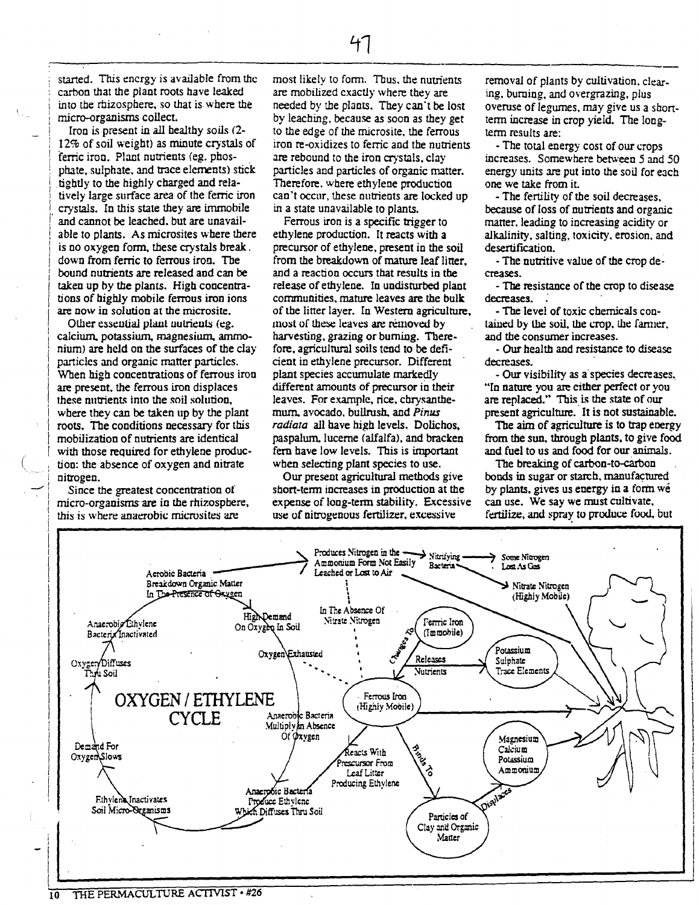started. This energy is available from the carbon that the plant roots have leaked into the rhizosphere, so that is where the micro-organisms collect.

Iron is present in all healthy soils (2-12% of soil weight) as minute crystals of ferric iron. Plant nutrients (eg. phosphate, sulphate, and trace elements) stick tightly to the highly charged and relatively large surface area of the ferric iron crystals. In this state they are immobile and cannot be leached, but are unavailable to plants. As microsites where there is no oxygen form, these crystals break down from ferric to ferrous iron. The bound nutrients are released and can be taken up by the plants. High concentrations of highly mobile ferrous iron ions are now in solution at the microsite.

Other essential plant nutrients (eg. calcium, potassium, magnesium, ammonium) are held on the surfaces of the clay particles and organic matter particles. When high concentrations of ferrous iron are present, the ferrous iron displaces these nutrients into the soil solution, where they can be taken up by the plant roots. The conditions necessary for this mobilization of nutrients are identical with those required for ethylene production: the absence of oxygen and nitrate nitrogen.

Since the greatest concentration of micro-organisms are in the rhizosphere, this is where anaerobic microsites are most likely to form. Thus, the nutrients are mobilized exactly where they are needed by the plants. They can't be lost by leaching, because as soon as they get to the edge of the microsite, the ferrous iron re-oxidizes to ferric and the nutrients are rebound to the iron crystals, clay particles and particles of organic matter. Therefore, where ethylene production can't occur, these nutrients are locked up in a state unavailable to plants.

Ferrous iron is a specific trigger to ethylene production. It reacts with a precursor of ethylene, present in the soil from the breakdown of mature leaf litter, and a reaction occurs that results in the release of ethylene. In undisturbed plant communities, mature leaves are the bulk of the litter layer. In Western agriculture, most of these leaves are removed by harvesting, grazing or burning. Therefore, agricultural soils tend to be deficient in ethylene precursor. Different plant species accumulate markedly different amounts of precursor in their leaves. For example, rice, chrysanthemum, avocado, bullrush, and *Pinus radiata* all have high levels. Dolichos, paspalum, lucerne (alfalfa), and bracken fern have low levels. This is important when selecting plant species to use.

Our present agricultural methods give short-term increases in production at the expense of long-term stability. Excessive use of nitrogenous fertilizer, excessive removal of plants by cultivation, clearing, burning, and overgrazing, plus overuse of legumes, may give us a short-term increase in crop yield. The long-term results are:

- The total energy cost of our crops increases. Somewhere between 5 and 50 energy units are put into the soil for each one we take from it.
- The fertility of the soil decreases, because of loss of nutrients and organic matter, leading to increasing acidity or alkalinity, salting, toxicity, erosion, and desertification.
- The nutritive value of the crop decreases.
- The resistance of the crop to disease decreases.
- The level of toxic chemicals contained by the soil, the crop, the farmer, and the consumer increases.
- Our health and resistance to disease decreases.
- Our visibility as a species decreases. "In nature you are either perfect or you are replaced." This is the state of our present agriculture. It is not sustainable.

The aim of agriculture is to trap energy from the sun, through plants, to give food and fuel to us and food for our animals.

The breaking of carbon-to-carbon bonds in sugar or starch, manufactured by plants, gives us energy in a form we can use. We say we must cultivate, fertilize, and spray to produce food, but

OXYGEN / ETHYLENE CYCLE

Aerobic Bacteria Breakdown Organic Matter In The Presence of Oxygen → Produces Nitrogen in the Ammonium Form Not Easily Leached or Lost to Air → Nitrifying Bacteria → Some Nitrogen Lost As Gas; Nitrate Nitrogen (Highly Mobile)

High Demand On Oxygen In Soil → Oxygen Exhausted → Anaerobic Bacteria Multiply In Absence Of Oxygen → Anaerobic Bacteria Produce Ethylene Which Diffuses Thru Soil → Ethylene Inactivates Soil Micro-Organisms → Demand For Oxygen Slows → Oxygen Diffuses Thru Soil → Anaerobic Ethylene Bacteria Inactivated

In The Absence Of Nitrate Nitrogen — Ferrous Iron (Highly Mobile); Changes To Ferric Iron (Immobile); Releases Nutrients → Potassium, Sulphate, Trace Elements

Ferrous Iron Reacts With Precursor From Leaf Litter Producing Ethylene; Binds To Particles of Clay and Organic Matter; Displaces Magnesium, Calcium, Potassium, Ammonium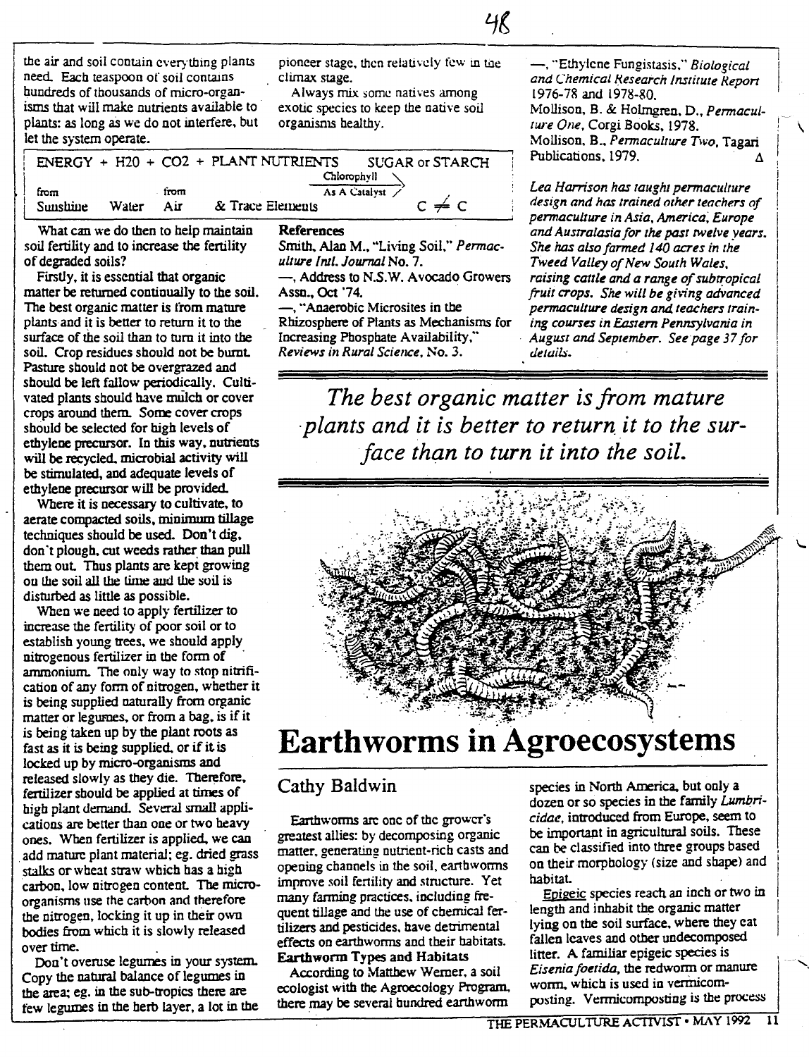the air and soil contain everything plants need. Each teaspoon of soil contains hundreds of thousands of micro-organisms that will make nutrients available to plants: as long as we do not interfere, but let the system operate.

pioneer stage, then relatively few in the climax stage.

Always mix some natives among exotic species to keep the native soil organisms healthy.

ENERGY + H20 + CO2 + PLANT NUTRIENTS $\xrightarrow[\text{As A Catalyst}]{\text{Chlorophyll}}$ SUGAR or STARCH

from Sunshine — Water — from Air — & Trace Elements — $C \neq C$

What can we do then to help maintain soil fertility and to increase the fertility of degraded soils?

Firstly, it is essential that organic matter be returned continually to the soil. The best organic matter is from mature plants and it is better to return it to the surface of the soil than to turn it into the soil. Crop residues should not be burnt. Pasture should not be overgrazed and should be left fallow periodically. Cultivated plants should have mulch or cover crops around them. Some cover crops should be selected for high levels of ethylene precursor. In this way, nutrients will be recycled, microbial activity will be stimulated, and adequate levels of ethylene precursor will be provided.

Where it is necessary to cultivate, to aerate compacted soils, minimum tillage techniques should be used. Don't dig, don't plough, cut weeds rather than pull them out. Thus plants are kept growing on the soil all the time and the soil is disturbed as little as possible.

When we need to apply fertilizer to increase the fertility of poor soil or to establish young trees, we should apply nitrogenous fertilizer in the form of ammonium. The only way to stop nitrification of any form of nitrogen, whether it is being supplied naturally from organic matter or legumes, or from a bag, is if it is being taken up by the plant roots as fast as it is being supplied, or if it is locked up by micro-organisms and released slowly as they die. Therefore, fertilizer should be applied at times of high plant demand. Several small applications are better than one or two heavy ones. When fertilizer is applied, we can add mature plant material; eg. dried grass stalks or wheat straw which has a high carbon, low nitrogen content. The micro-organisms use the carbon and therefore the nitrogen, locking it up in their own bodies from which it is slowly released over time.

Don't overuse legumes in your system. Copy the natural balance of legumes in the area; eg. in the sub-tropics there are few legumes in the herb layer, a lot in the

## References

Smith, Alan M., "Living Soil," *Permaculture Intl. Journal* No. 7.

—, Address to N.S.W. Avocado Growers Assn., Oct '74.

—, "Anaerobic Microsites in the Rhizosphere of Plants as Mechanisms for Increasing Phosphate Availability," *Reviews in Rural Science*, No. 3.

—, "Ethylene Fungistasis," *Biological and Chemical Research Institute Report* 1976-78 and 1978-80.

Mollison, B. & Holmgren, D., *Permaculture One*, Corgi Books, 1978.

Mollison, B., *Permaculture Two*, Tagari Publications, 1979. Δ

*Lea Harrison has taught permaculture design and has trained other teachers of permaculture in Asia, America, Europe and Australasia for the past twelve years. She has also farmed 140 acres in the Tweed Valley of New South Wales, raising cattle and a range of subtropical fruit crops. She will be giving advanced permaculture design and teachers training courses in Eastern Pennsylvania in August and September. See page 37 for details.*

*The best organic matter is from mature plants and it is better to return it to the surface than to turn it into the soil.*

# Earthworms in Agroecosystems

## Cathy Baldwin

Earthworms are one of the grower's greatest allies: by decomposing organic matter, generating nutrient-rich casts and opening channels in the soil, earthworms improve soil fertility and structure. Yet many farming practices, including frequent tillage and the use of chemical fertilizers and pesticides, have detrimental effects on earthworms and their habitats.

### Earthworm Types and Habitats

According to Matthew Werner, a soil ecologist with the Agroecology Program, there may be several hundred earthworm species in North America, but only a dozen or so species in the family *Lumbricidae*, introduced from Europe, seem to be important in agricultural soils. These can be classified into three groups based on their morphology (size and shape) and habitat.

Epigeic species reach an inch or two in length and inhabit the organic matter lying on the soil surface, where they eat fallen leaves and other undecomposed litter. A familiar epigeic species is *Eisenia foetida*, the redworm or manure worm, which is used in vermicomposting. Vermicomposting is the process